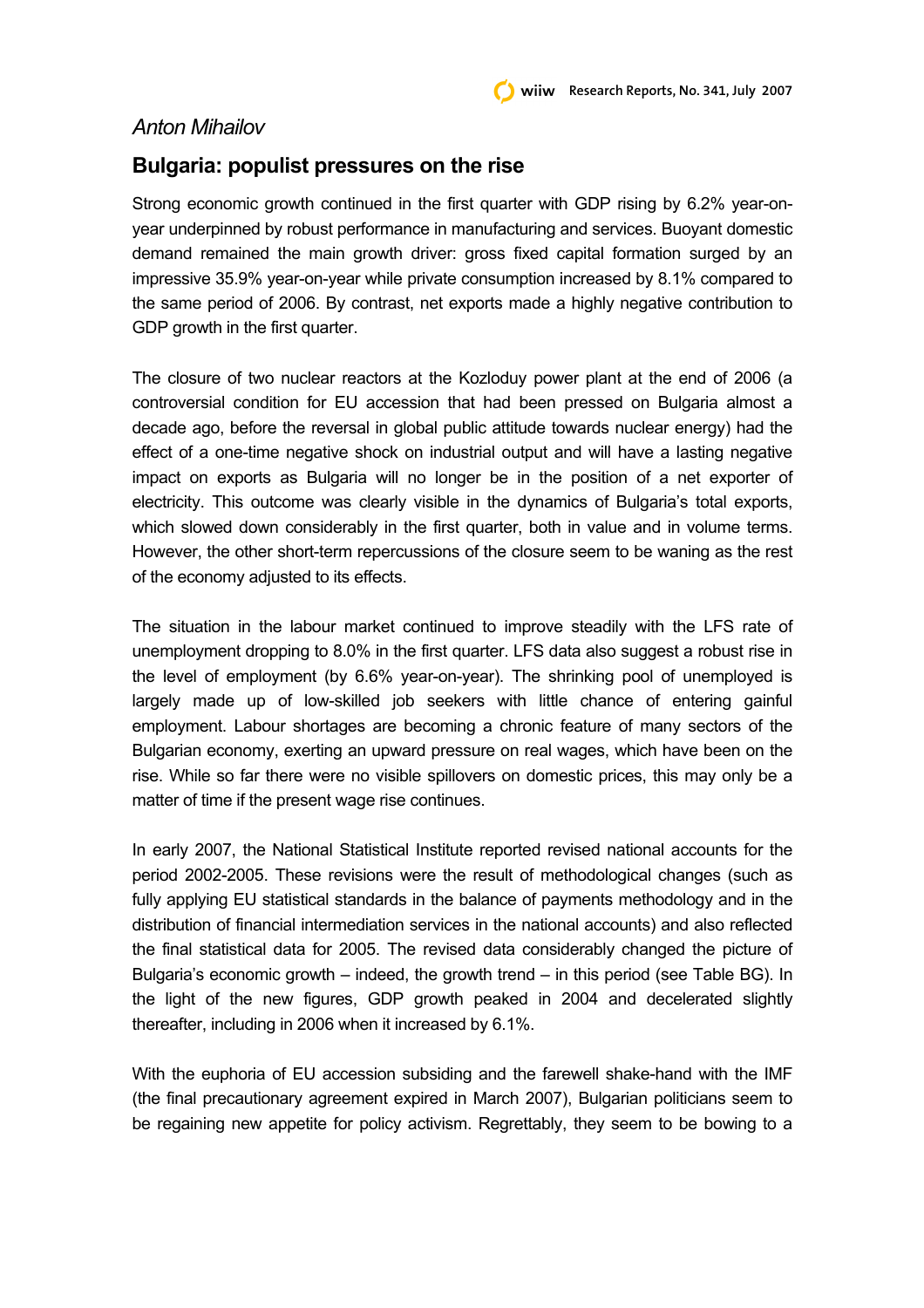*Anton Mihailov*

## Bulgaria: populist pressures on the rise

Strong economic growth continued in the first quarter with GDP rising by 6.2% year-on-year underpinned by robust performance in manufacturing and services. Buoyant domestic demand remained the main growth driver: gross fixed capital formation surged by an impressive 35.9% year-on-year while private consumption increased by 8.1% compared to the same period of 2006. By contrast, net exports made a highly negative contribution to GDP growth in the first quarter.

The closure of two nuclear reactors at the Kozloduy power plant at the end of 2006 (a controversial condition for EU accession that had been pressed on Bulgaria almost a decade ago, before the reversal in global public attitude towards nuclear energy) had the effect of a one-time negative shock on industrial output and will have a lasting negative impact on exports as Bulgaria will no longer be in the position of a net exporter of electricity. This outcome was clearly visible in the dynamics of Bulgaria's total exports, which slowed down considerably in the first quarter, both in value and in volume terms. However, the other short-term repercussions of the closure seem to be waning as the rest of the economy adjusted to its effects.

The situation in the labour market continued to improve steadily with the LFS rate of unemployment dropping to 8.0% in the first quarter. LFS data also suggest a robust rise in the level of employment (by 6.6% year-on-year). The shrinking pool of unemployed is largely made up of low-skilled job seekers with little chance of entering gainful employment. Labour shortages are becoming a chronic feature of many sectors of the Bulgarian economy, exerting an upward pressure on real wages, which have been on the rise. While so far there were no visible spillovers on domestic prices, this may only be a matter of time if the present wage rise continues.

In early 2007, the National Statistical Institute reported revised national accounts for the period 2002-2005. These revisions were the result of methodological changes (such as fully applying EU statistical standards in the balance of payments methodology and in the distribution of financial intermediation services in the national accounts) and also reflected the final statistical data for 2005. The revised data considerably changed the picture of Bulgaria's economic growth – indeed, the growth trend – in this period (see Table BG). In the light of the new figures, GDP growth peaked in 2004 and decelerated slightly thereafter, including in 2006 when it increased by 6.1%.

With the euphoria of EU accession subsiding and the farewell shake-hand with the IMF (the final precautionary agreement expired in March 2007), Bulgarian politicians seem to be regaining new appetite for policy activism. Regrettably, they seem to be bowing to a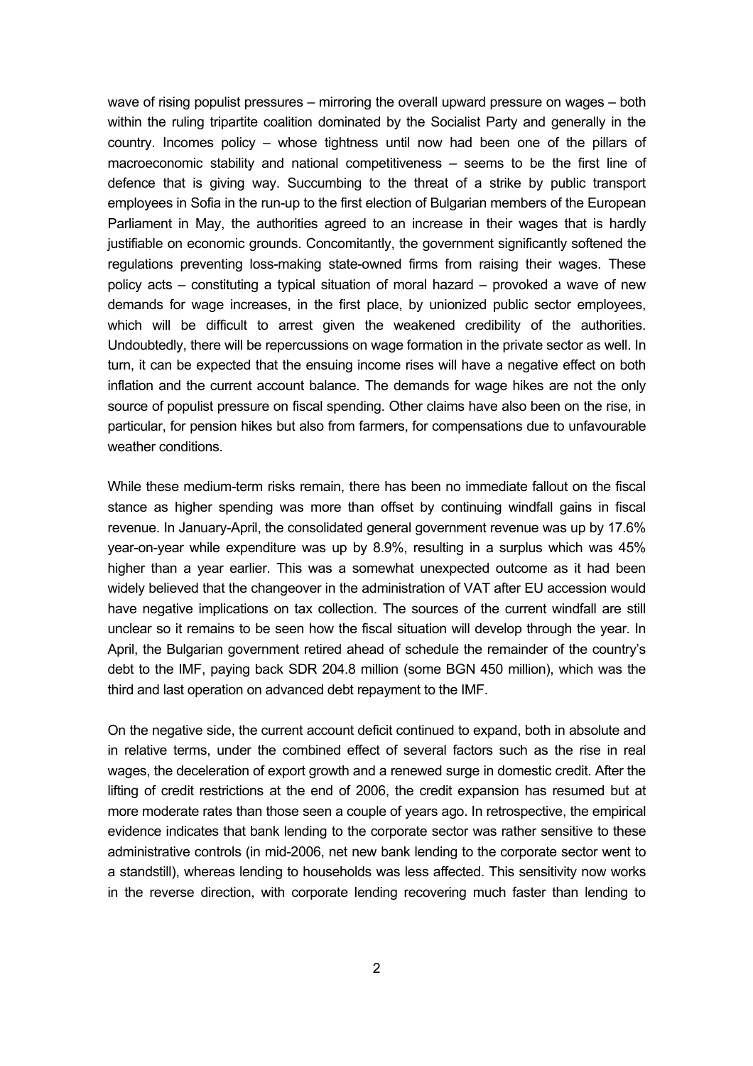wave of rising populist pressures – mirroring the overall upward pressure on wages – both within the ruling tripartite coalition dominated by the Socialist Party and generally in the country. Incomes policy – whose tightness until now had been one of the pillars of macroeconomic stability and national competitiveness – seems to be the first line of defence that is giving way. Succumbing to the threat of a strike by public transport employees in Sofia in the run-up to the first election of Bulgarian members of the European Parliament in May, the authorities agreed to an increase in their wages that is hardly justifiable on economic grounds. Concomitantly, the government significantly softened the regulations preventing loss-making state-owned firms from raising their wages. These policy acts – constituting a typical situation of moral hazard – provoked a wave of new demands for wage increases, in the first place, by unionized public sector employees, which will be difficult to arrest given the weakened credibility of the authorities. Undoubtedly, there will be repercussions on wage formation in the private sector as well. In turn, it can be expected that the ensuing income rises will have a negative effect on both inflation and the current account balance. The demands for wage hikes are not the only source of populist pressure on fiscal spending. Other claims have also been on the rise, in particular, for pension hikes but also from farmers, for compensations due to unfavourable weather conditions.

While these medium-term risks remain, there has been no immediate fallout on the fiscal stance as higher spending was more than offset by continuing windfall gains in fiscal revenue. In January-April, the consolidated general government revenue was up by 17.6% year-on-year while expenditure was up by 8.9%, resulting in a surplus which was 45% higher than a year earlier. This was a somewhat unexpected outcome as it had been widely believed that the changeover in the administration of VAT after EU accession would have negative implications on tax collection. The sources of the current windfall are still unclear so it remains to be seen how the fiscal situation will develop through the year. In April, the Bulgarian government retired ahead of schedule the remainder of the country's debt to the IMF, paying back SDR 204.8 million (some BGN 450 million), which was the third and last operation on advanced debt repayment to the IMF.

On the negative side, the current account deficit continued to expand, both in absolute and in relative terms, under the combined effect of several factors such as the rise in real wages, the deceleration of export growth and a renewed surge in domestic credit. After the lifting of credit restrictions at the end of 2006, the credit expansion has resumed but at more moderate rates than those seen a couple of years ago. In retrospective, the empirical evidence indicates that bank lending to the corporate sector was rather sensitive to these administrative controls (in mid-2006, net new bank lending to the corporate sector went to a standstill), whereas lending to households was less affected. This sensitivity now works in the reverse direction, with corporate lending recovering much faster than lending to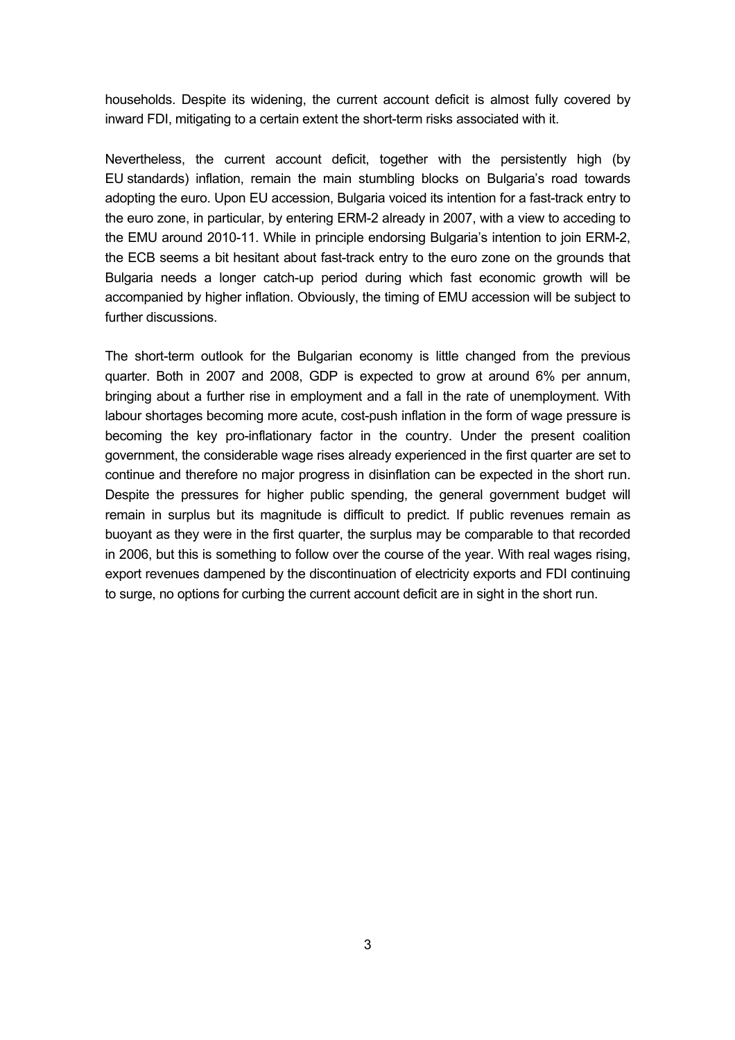households. Despite its widening, the current account deficit is almost fully covered by inward FDI, mitigating to a certain extent the short-term risks associated with it.

Nevertheless, the current account deficit, together with the persistently high (by EU standards) inflation, remain the main stumbling blocks on Bulgaria's road towards adopting the euro. Upon EU accession, Bulgaria voiced its intention for a fast-track entry to the euro zone, in particular, by entering ERM-2 already in 2007, with a view to acceding to the EMU around 2010-11. While in principle endorsing Bulgaria's intention to join ERM-2, the ECB seems a bit hesitant about fast-track entry to the euro zone on the grounds that Bulgaria needs a longer catch-up period during which fast economic growth will be accompanied by higher inflation. Obviously, the timing of EMU accession will be subject to further discussions.

The short-term outlook for the Bulgarian economy is little changed from the previous quarter. Both in 2007 and 2008, GDP is expected to grow at around 6% per annum, bringing about a further rise in employment and a fall in the rate of unemployment. With labour shortages becoming more acute, cost-push inflation in the form of wage pressure is becoming the key pro-inflationary factor in the country. Under the present coalition government, the considerable wage rises already experienced in the first quarter are set to continue and therefore no major progress in disinflation can be expected in the short run. Despite the pressures for higher public spending, the general government budget will remain in surplus but its magnitude is difficult to predict. If public revenues remain as buoyant as they were in the first quarter, the surplus may be comparable to that recorded in 2006, but this is something to follow over the course of the year. With real wages rising, export revenues dampened by the discontinuation of electricity exports and FDI continuing to surge, no options for curbing the current account deficit are in sight in the short run.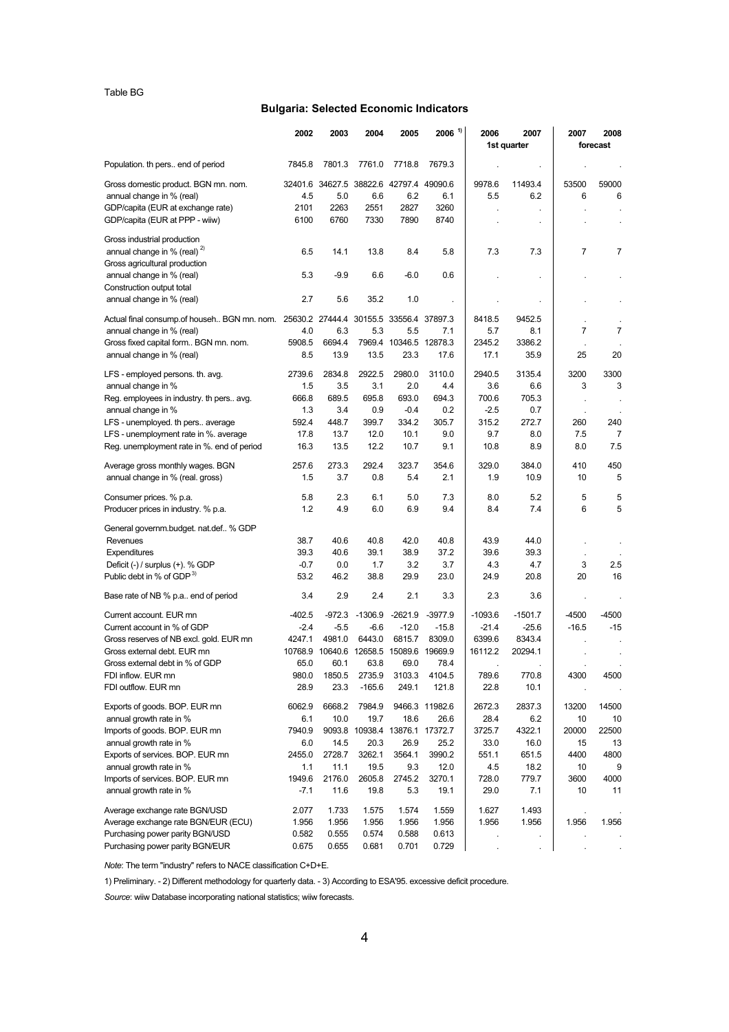Table BG

## Bulgaria: Selected Economic Indicators

| | 2002 | 2003 | 2004 | 2005 | 2006 [1] | 2006 | 2007 | 2007 | 2008 |
|---|---|---|---|---|---|---|---|---|---|
| | | | | | | 1st quarter | | forecast | |
| Population. th pers.. end of period | 7845.8 | 7801.3 | 7761.0 | 7718.8 | 7679.3 | . | . | . | . |
| Gross domestic product. BGN mn. nom. | 32401.6 | 34627.5 | 38822.6 | 42797.4 | 49090.6 | 9978.6 | 11493.4 | 53500 | 59000 |
| annual change in % (real) | 4.5 | 5.0 | 6.6 | 6.2 | 6.1 | 5.5 | 6.2 | 6 | 6 |
| GDP/capita (EUR at exchange rate) | 2101 | 2263 | 2551 | 2827 | 3260 | . | . | . | . |
| GDP/capita (EUR at PPP - wiiw) | 6100 | 6760 | 7330 | 7890 | 8740 | . | . | . | . |
| Gross industrial production | | | | | | | | | |
| annual change in % (real) [2] | 6.5 | 14.1 | 13.8 | 8.4 | 5.8 | 7.3 | 7.3 | 7 | 7 |
| Gross agricultural production | | | | | | | | | |
| annual change in % (real) | 5.3 | -9.9 | 6.6 | -6.0 | 0.6 | . | . | . | . |
| Construction output total | | | | | | | | | |
| annual change in % (real) | 2.7 | 5.6 | 35.2 | 1.0 | . | . | . | . | . |
| Actual final consump.of househ.. BGN mn. nom. | 25630.2 | 27444.4 | 30155.5 | 33556.4 | 37897.3 | 8418.5 | 9452.5 | . | . |
| annual change in % (real) | 4.0 | 6.3 | 5.3 | 5.5 | 7.1 | 5.7 | 8.1 | 7 | 7 |
| Gross fixed capital form.. BGN mn. nom. | 5908.5 | 6694.4 | 7969.4 | 10346.5 | 12878.3 | 2345.2 | 3386.2 | . | . |
| annual change in % (real) | 8.5 | 13.9 | 13.5 | 23.3 | 17.6 | 17.1 | 35.9 | 25 | 20 |
| LFS - employed persons. th. avg. | 2739.6 | 2834.8 | 2922.5 | 2980.0 | 3110.0 | 2940.5 | 3135.4 | 3200 | 3300 |
| annual change in % | 1.5 | 3.5 | 3.1 | 2.0 | 4.4 | 3.6 | 6.6 | 3 | 3 |
| Reg. employees in industry. th pers.. avg. | 666.8 | 689.5 | 695.8 | 693.0 | 694.3 | 700.6 | 705.3 | . | . |
| annual change in % | 1.3 | 3.4 | 0.9 | -0.4 | 0.2 | -2.5 | 0.7 | . | . |
| LFS - unemployed. th pers.. average | 592.4 | 448.7 | 399.7 | 334.2 | 305.7 | 315.2 | 272.7 | 260 | 240 |
| LFS - unemployment rate in %. average | 17.8 | 13.7 | 12.0 | 10.1 | 9.0 | 9.7 | 8.0 | 7.5 | 7 |
| Reg. unemployment rate in %. end of period | 16.3 | 13.5 | 12.2 | 10.7 | 9.1 | 10.8 | 8.9 | 8.0 | 7.5 |
| Average gross monthly wages. BGN | 257.6 | 273.3 | 292.4 | 323.7 | 354.6 | 329.0 | 384.0 | 410 | 450 |
| annual change in % (real. gross) | 1.5 | 3.7 | 0.8 | 5.4 | 2.1 | 1.9 | 10.9 | 10 | 5 |
| Consumer prices. % p.a. | 5.8 | 2.3 | 6.1 | 5.0 | 7.3 | 8.0 | 5.2 | 5 | 5 |
| Producer prices in industry. % p.a. | 1.2 | 4.9 | 6.0 | 6.9 | 9.4 | 8.4 | 7.4 | 6 | 5 |
| General governm.budget. nat.def.. % GDP | | | | | | | | | |
| Revenues | 38.7 | 40.6 | 40.8 | 42.0 | 40.8 | 43.9 | 44.0 | . | . |
| Expenditures | 39.3 | 40.6 | 39.1 | 38.9 | 37.2 | 39.6 | 39.3 | . | . |
| Deficit (-) / surplus (+). % GDP | -0.7 | 0.0 | 1.7 | 3.2 | 3.7 | 4.3 | 4.7 | 3 | 2.5 |
| Public debt in % of GDP [3] | 53.2 | 46.2 | 38.8 | 29.9 | 23.0 | 24.9 | 20.8 | 20 | 16 |
| Base rate of NB % p.a.. end of period | 3.4 | 2.9 | 2.4 | 2.1 | 3.3 | 2.3 | 3.6 | . | . |
| Current account. EUR mn | -402.5 | -972.3 | -1306.9 | -2621.9 | -3977.9 | -1093.6 | -1501.7 | -4500 | -4500 |
| Current account in % of GDP | -2.4 | -5.5 | -6.6 | -12.0 | -15.8 | -21.4 | -25.6 | -16.5 | -15 |
| Gross reserves of NB excl. gold. EUR mn | 4247.1 | 4981.0 | 6443.0 | 6815.7 | 8309.0 | 6399.6 | 8343.4 | . | . |
| Gross external debt. EUR mn | 10768.9 | 10640.6 | 12658.5 | 15089.6 | 19669.9 | 16112.2 | 20294.1 | . | . |
| Gross external debt in % of GDP | 65.0 | 60.1 | 63.8 | 69.0 | 78.4 | . | . | . | . |
| FDI inflow. EUR mn | 980.0 | 1850.5 | 2735.9 | 3103.3 | 4104.5 | 789.6 | 770.8 | 4300 | 4500 |
| FDI outflow. EUR mn | 28.9 | 23.3 | -165.6 | 249.1 | 121.8 | 22.8 | 10.1 | . | . |
| Exports of goods. BOP. EUR mn | 6062.9 | 6668.2 | 7984.9 | 9466.3 | 11982.6 | 2672.3 | 2837.3 | 13200 | 14500 |
| annual growth rate in % | 6.1 | 10.0 | 19.7 | 18.6 | 26.6 | 28.4 | 6.2 | 10 | 10 |
| Imports of goods. BOP. EUR mn | 7940.9 | 9093.8 | 10938.4 | 13876.1 | 17372.7 | 3725.7 | 4322.1 | 20000 | 22500 |
| annual growth rate in % | 6.0 | 14.5 | 20.3 | 26.9 | 25.2 | 33.0 | 16.0 | 15 | 13 |
| Exports of services. BOP. EUR mn | 2455.0 | 2728.7 | 3262.1 | 3564.1 | 3990.2 | 551.1 | 651.5 | 4400 | 4800 |
| annual growth rate in % | 1.1 | 11.1 | 19.5 | 9.3 | 12.0 | 4.5 | 18.2 | 10 | 9 |
| Imports of services. BOP. EUR mn | 1949.6 | 2176.0 | 2605.8 | 2745.2 | 3270.1 | 728.0 | 779.7 | 3600 | 4000 |
| annual growth rate in % | -7.1 | 11.6 | 19.8 | 5.3 | 19.1 | 29.0 | 7.1 | 10 | 11 |
| Average exchange rate BGN/USD | 2.077 | 1.733 | 1.575 | 1.574 | 1.559 | 1.627 | 1.493 | . | . |
| Average exchange rate BGN/EUR (ECU) | 1.956 | 1.956 | 1.956 | 1.956 | 1.956 | 1.956 | 1.956 | 1.956 | 1.956 |
| Purchasing power parity BGN/USD | 0.582 | 0.555 | 0.574 | 0.588 | 0.613 | . | . | . | . |
| Purchasing power parity BGN/EUR | 0.675 | 0.655 | 0.681 | 0.701 | 0.729 | . | . | . | . |

*Note*: The term "industry" refers to NACE classification C+D+E.

1) Preliminary. - 2) Different methodology for quarterly data. - 3) According to ESA'95. excessive deficit procedure.

*Source*: wiiw Database incorporating national statistics; wiiw forecasts.